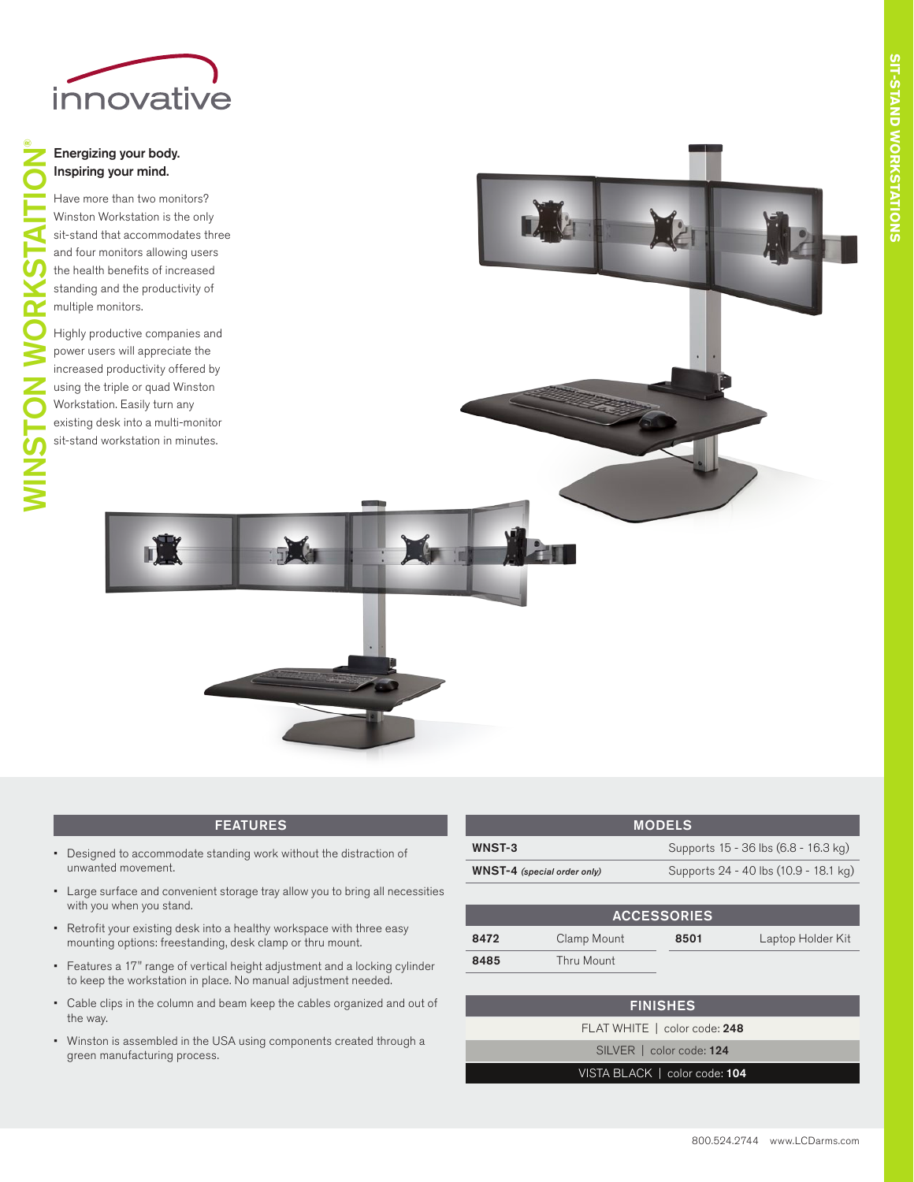innovative

# WINSTON WORKSTAITION®

SIT-STAND WORKSTATIONS

**Energizing your body.**
**Inspiring your mind.**

Have more than two monitors? Winston Workstation is the only sit-stand that accommodates three and four monitors allowing users the health benefits of increased standing and the productivity of multiple monitors.

Highly productive companies and power users will appreciate the increased productivity offered by using the triple or quad Winston Workstation. Easily turn any existing desk into a multi-monitor sit-stand workstation in minutes.

## FEATURES

- Designed to accommodate standing work without the distraction of unwanted movement.
- Large surface and convenient storage tray allow you to bring all necessities with you when you stand.
- Retrofit your existing desk into a healthy workspace with three easy mounting options: freestanding, desk clamp or thru mount.
- Features a 17" range of vertical height adjustment and a locking cylinder to keep the workstation in place. No manual adjustment needed.
- Cable clips in the column and beam keep the cables organized and out of the way.
- Winston is assembled in the USA using components created through a green manufacturing process.

## MODELS

| Model | Supports |
|---|---|
| **WNST-3** | Supports 15 - 36 lbs (6.8 - 16.3 kg) |
| **WNST-4** *(special order only)* | Supports 24 - 40 lbs (10.9 - 18.1 kg) |

## ACCESSORIES

| | | | |
|---|---|---|---|
| **8472** | Clamp Mount | **8501** | Laptop Holder Kit |
| **8485** | Thru Mount | | |

## FINISHES

| FINISHES |
|---|
| FLAT WHITE \| color code: **248** |
| SILVER \| color code: **124** |
| VISTA BLACK \| color code: **104** |

800.524.2744 www.LCDarms.com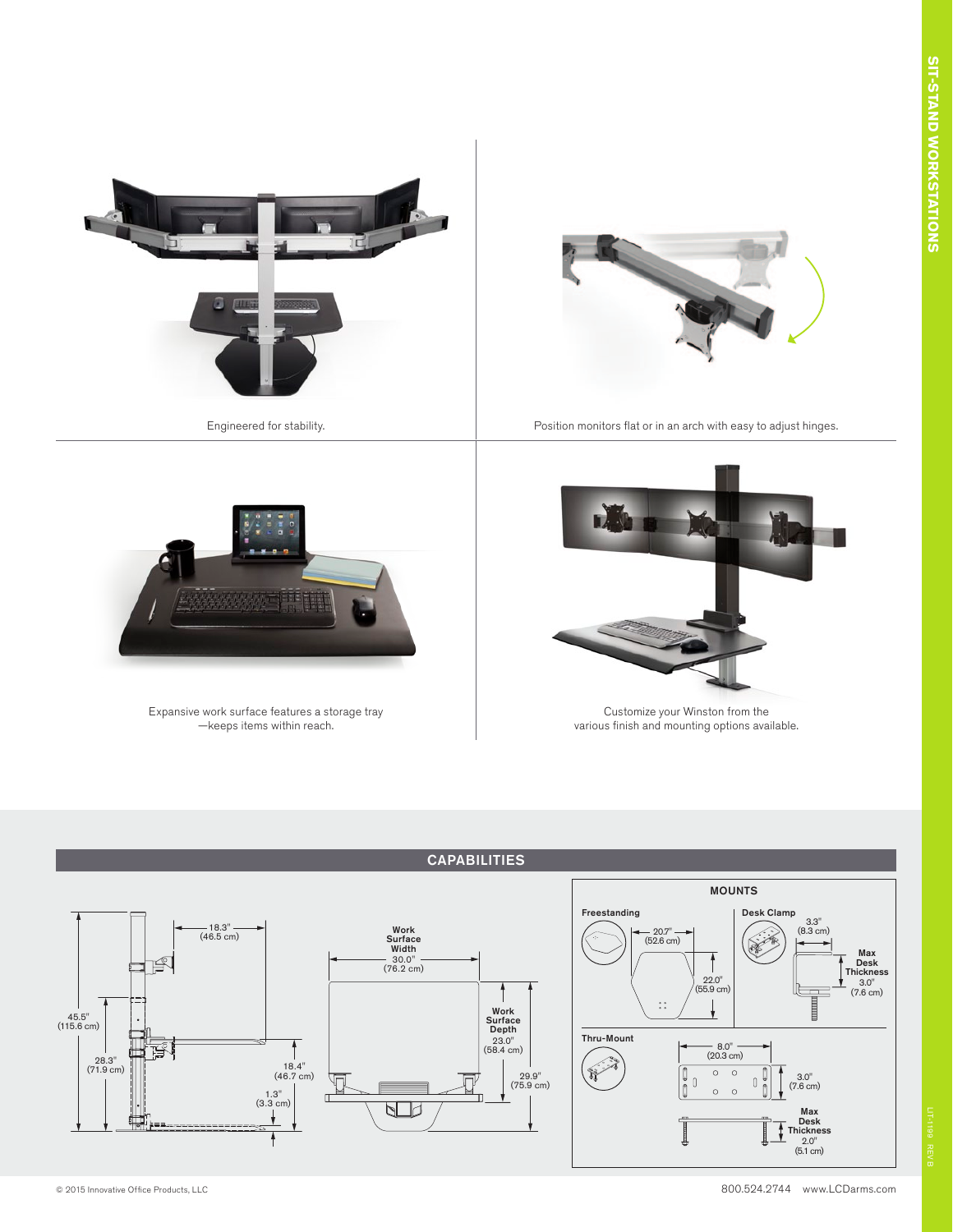Engineered for stability.

Position monitors flat or in an arch with easy to adjust hinges.

Expansive work surface features a storage tray —keeps items within reach.

Customize your Winston from the various finish and mounting options available.

## CAPABILITIES

18.3" (46.5 cm)

45.5" (115.6 cm)

28.3" (71.9 cm)

18.4" (46.7 cm)

1.3" (3.3 cm)

**Work Surface Width**
30.0" (76.2 cm)

**Work Surface Depth**
23.0" (58.4 cm)

29.9" (75.9 cm)

### MOUNTS

**Freestanding**

20.7" (52.6 cm)

22.0" (55.9 cm)

**Desk Clamp**

3.3" (8.3 cm)

**Max Desk Thickness**
3.0" (7.6 cm)

**Thru-Mount**

8.0" (20.3 cm)

3.0" (7.6 cm)

**Max Desk Thickness**
2.0" (5.1 cm)

© 2015 Innovative Office Products, LLC

800.524.2744 www.LCDarms.com